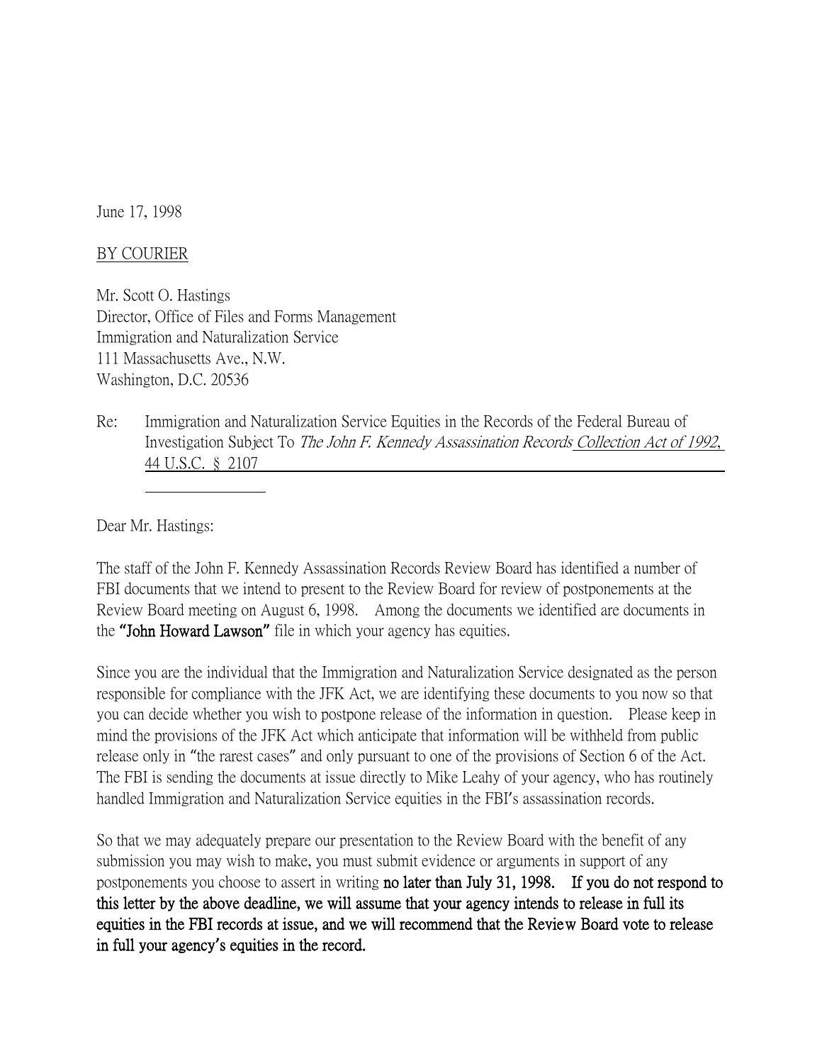June 17, 1998

BY COURIER

Mr. Scott O. Hastings
Director, Office of Files and Forms Management
Immigration and Naturalization Service
111 Massachusetts Ave., N.W.
Washington, D.C. 20536

Re: Immigration and Naturalization Service Equities in the Records of the Federal Bureau of Investigation Subject To *The John F. Kennedy Assassination Records* Collection Act of 1992, 44 U.S.C. § 2107

Dear Mr. Hastings:

The staff of the John F. Kennedy Assassination Records Review Board has identified a number of FBI documents that we intend to present to the Review Board for review of postponements at the Review Board meeting on August 6, 1998. Among the documents we identified are documents in the **"John Howard Lawson"** file in which your agency has equities.

Since you are the individual that the Immigration and Naturalization Service designated as the person responsible for compliance with the JFK Act, we are identifying these documents to you now so that you can decide whether you wish to postpone release of the information in question. Please keep in mind the provisions of the JFK Act which anticipate that information will be withheld from public release only in "the rarest cases" and only pursuant to one of the provisions of Section 6 of the Act. The FBI is sending the documents at issue directly to Mike Leahy of your agency, who has routinely handled Immigration and Naturalization Service equities in the FBI's assassination records.

So that we may adequately prepare our presentation to the Review Board with the benefit of any submission you may wish to make, you must submit evidence or arguments in support of any postponements you choose to assert in writing **no later than July 31, 1998. If you do not respond to this letter by the above deadline, we will assume that your agency intends to release in full its equities in the FBI records at issue, and we will recommend that the Review Board vote to release in full your agency's equities in the record.**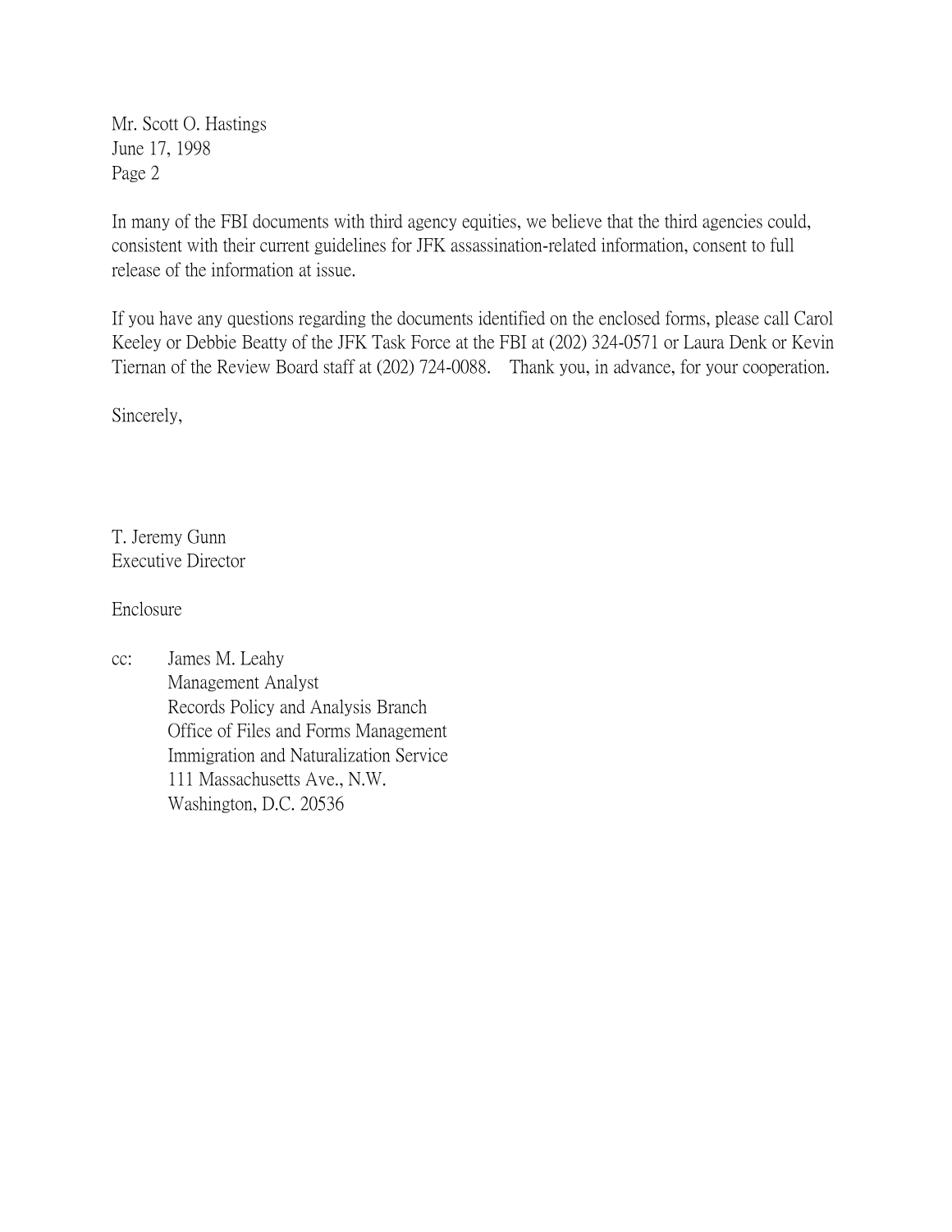Mr. Scott O. Hastings
June 17, 1998
Page 2

In many of the FBI documents with third agency equities, we believe that the third agencies could, consistent with their current guidelines for JFK assassination-related information, consent to full release of the information at issue.

If you have any questions regarding the documents identified on the enclosed forms, please call Carol Keeley or Debbie Beatty of the JFK Task Force at the FBI at (202) 324-0571 or Laura Denk or Kevin Tiernan of the Review Board staff at (202) 724-0088. Thank you, in advance, for your cooperation.

Sincerely,

T. Jeremy Gunn
Executive Director

Enclosure

cc: James M. Leahy
Management Analyst
Records Policy and Analysis Branch
Office of Files and Forms Management
Immigration and Naturalization Service
111 Massachusetts Ave., N.W.
Washington, D.C. 20536